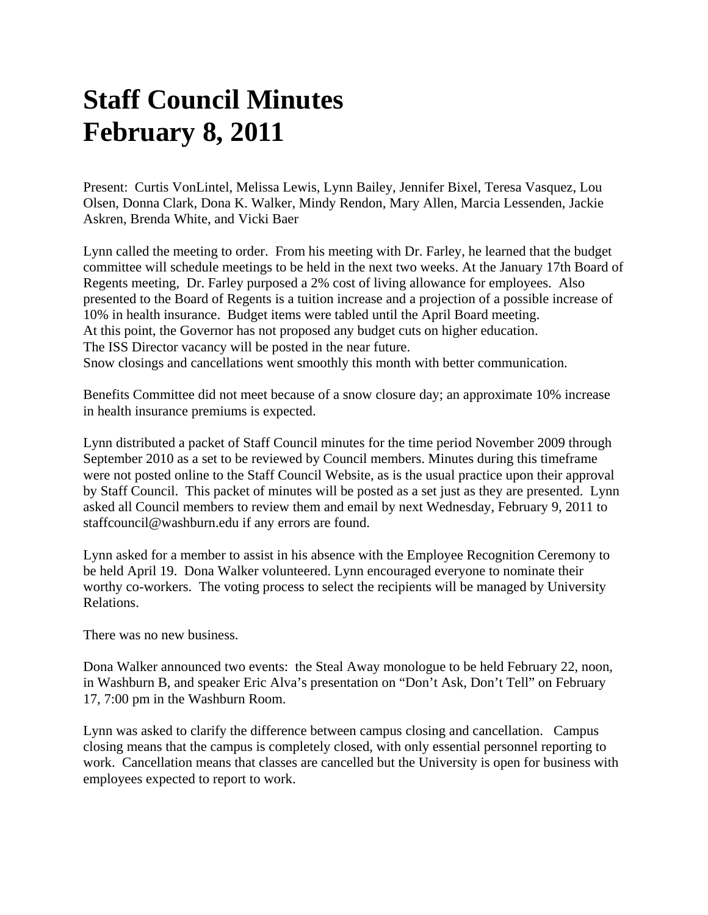# Staff Council Minutes
# February 8, 2011

Present: Curtis VonLintel, Melissa Lewis, Lynn Bailey, Jennifer Bixel, Teresa Vasquez, Lou Olsen, Donna Clark, Dona K. Walker, Mindy Rendon, Mary Allen, Marcia Lessenden, Jackie Askren, Brenda White, and Vicki Baer

Lynn called the meeting to order. From his meeting with Dr. Farley, he learned that the budget committee will schedule meetings to be held in the next two weeks. At the January 17th Board of Regents meeting, Dr. Farley purposed a 2% cost of living allowance for employees. Also presented to the Board of Regents is a tuition increase and a projection of a possible increase of 10% in health insurance. Budget items were tabled until the April Board meeting.
At this point, the Governor has not proposed any budget cuts on higher education.
The ISS Director vacancy will be posted in the near future.
Snow closings and cancellations went smoothly this month with better communication.

Benefits Committee did not meet because of a snow closure day; an approximate 10% increase in health insurance premiums is expected.

Lynn distributed a packet of Staff Council minutes for the time period November 2009 through September 2010 as a set to be reviewed by Council members. Minutes during this timeframe were not posted online to the Staff Council Website, as is the usual practice upon their approval by Staff Council. This packet of minutes will be posted as a set just as they are presented. Lynn asked all Council members to review them and email by next Wednesday, February 9, 2011 to staffcouncil@washburn.edu if any errors are found.

Lynn asked for a member to assist in his absence with the Employee Recognition Ceremony to be held April 19. Dona Walker volunteered. Lynn encouraged everyone to nominate their worthy co-workers. The voting process to select the recipients will be managed by University Relations.

There was no new business.

Dona Walker announced two events: the Steal Away monologue to be held February 22, noon, in Washburn B, and speaker Eric Alva's presentation on "Don't Ask, Don't Tell" on February 17, 7:00 pm in the Washburn Room.

Lynn was asked to clarify the difference between campus closing and cancellation. Campus closing means that the campus is completely closed, with only essential personnel reporting to work. Cancellation means that classes are cancelled but the University is open for business with employees expected to report to work.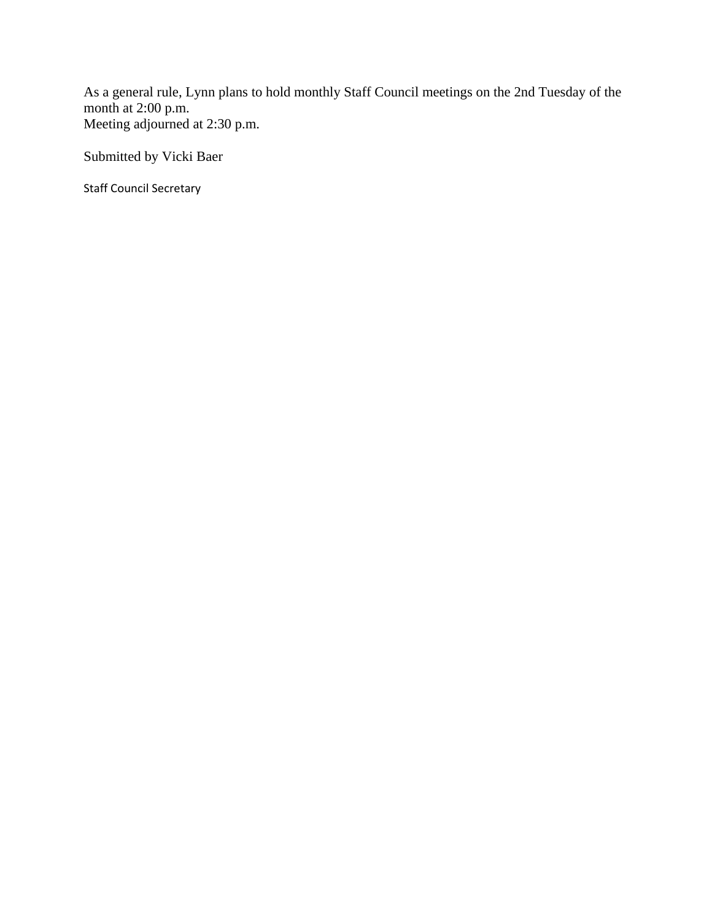As a general rule, Lynn plans to hold monthly Staff Council meetings on the 2nd Tuesday of the month at 2:00 p.m.
Meeting adjourned at 2:30 p.m.

Submitted by Vicki Baer

Staff Council Secretary